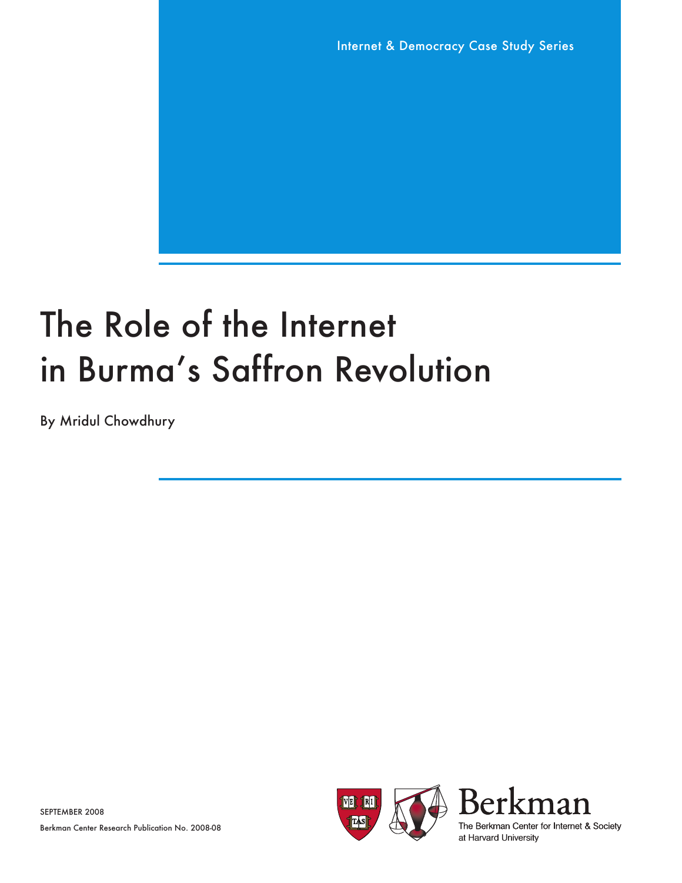Internet & Democracy Case Study Series

# The Role of the Internet in Burma's Saffron Revolution

By Mridul Chowdhury

SEPTEMBER 2008

Berkman Center Research Publication No. 2008-08

Berkman

The Berkman Center for Internet & Society at Harvard University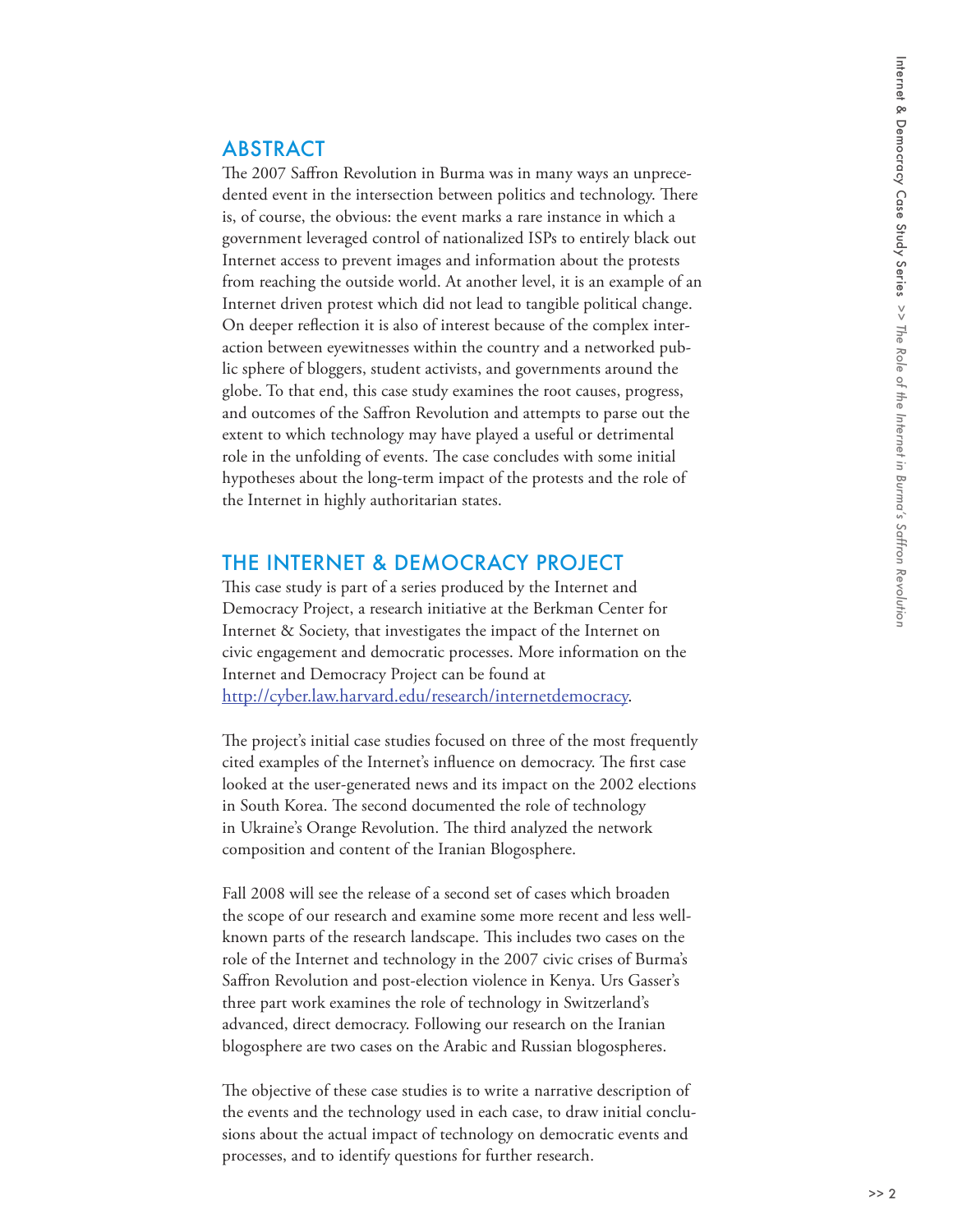## ABSTRACT

The 2007 Saffron Revolution in Burma was in many ways an unprecedented event in the intersection between politics and technology. There is, of course, the obvious: the event marks a rare instance in which a government leveraged control of nationalized ISPs to entirely black out Internet access to prevent images and information about the protests from reaching the outside world. At another level, it is an example of an Internet driven protest which did not lead to tangible political change. On deeper reflection it is also of interest because of the complex interaction between eyewitnesses within the country and a networked public sphere of bloggers, student activists, and governments around the globe. To that end, this case study examines the root causes, progress, and outcomes of the Saffron Revolution and attempts to parse out the extent to which technology may have played a useful or detrimental role in the unfolding of events. The case concludes with some initial hypotheses about the long-term impact of the protests and the role of the Internet in highly authoritarian states.

## THE INTERNET & DEMOCRACY PROJECT

This case study is part of a series produced by the Internet and Democracy Project, a research initiative at the Berkman Center for Internet & Society, that investigates the impact of the Internet on civic engagement and democratic processes. More information on the Internet and Democracy Project can be found at http://cyber.law.harvard.edu/research/internetdemocracy.

The project's initial case studies focused on three of the most frequently cited examples of the Internet's influence on democracy. The first case looked at the user-generated news and its impact on the 2002 elections in South Korea. The second documented the role of technology in Ukraine's Orange Revolution. The third analyzed the network composition and content of the Iranian Blogosphere.

Fall 2008 will see the release of a second set of cases which broaden the scope of our research and examine some more recent and less well-known parts of the research landscape. This includes two cases on the role of the Internet and technology in the 2007 civic crises of Burma's Saffron Revolution and post-election violence in Kenya. Urs Gasser's three part work examines the role of technology in Switzerland's advanced, direct democracy. Following our research on the Iranian blogosphere are two cases on the Arabic and Russian blogospheres.

The objective of these case studies is to write a narrative description of the events and the technology used in each case, to draw initial conclusions about the actual impact of technology on democratic events and processes, and to identify questions for further research.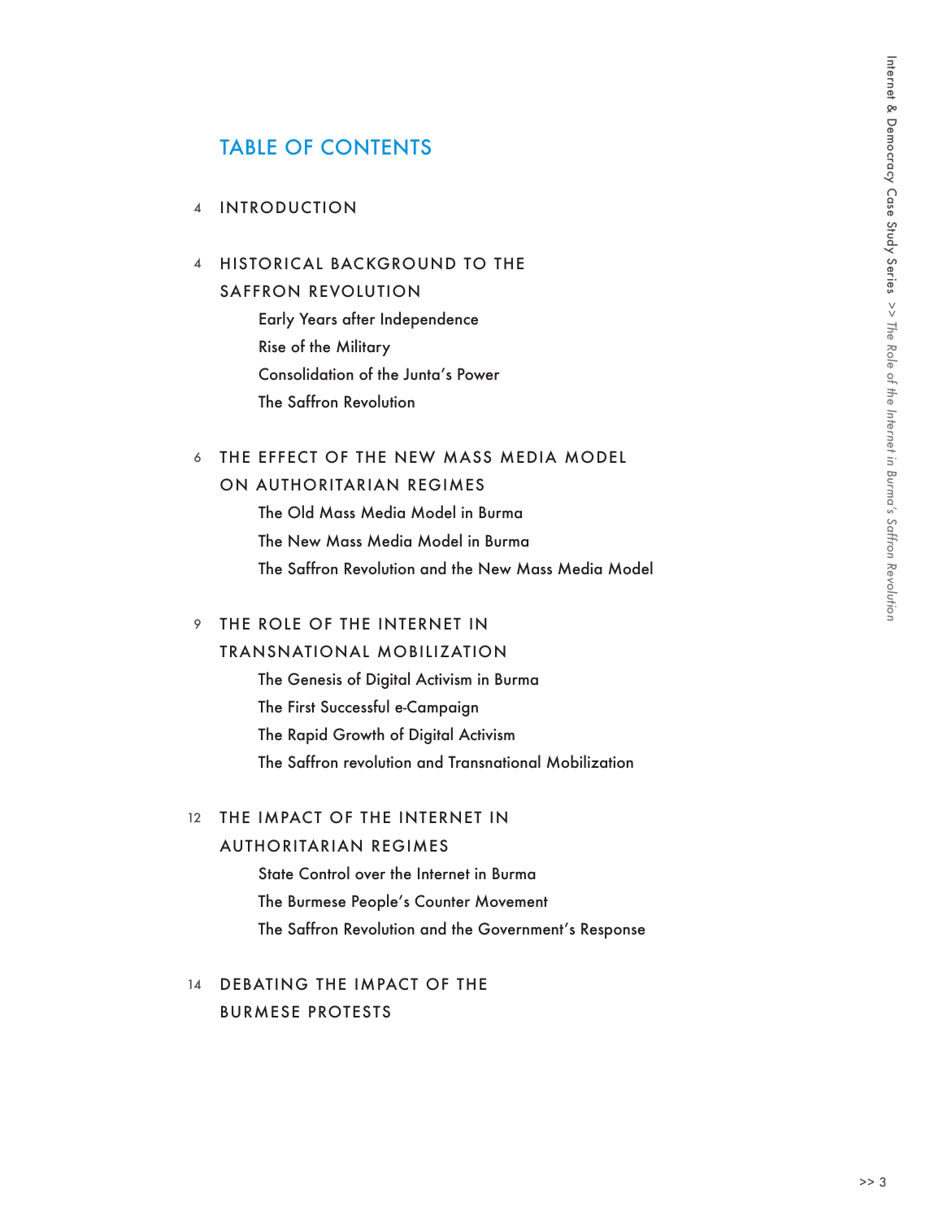# TABLE OF CONTENTS

4 INTRODUCTION

4 HISTORICAL BACKGROUND TO THE SAFFRON REVOLUTION

- Early Years after Independence
- Rise of the Military
- Consolidation of the Junta's Power
- The Saffron Revolution

6 THE EFFECT OF THE NEW MASS MEDIA MODEL ON AUTHORITARIAN REGIMES

- The Old Mass Media Model in Burma
- The New Mass Media Model in Burma
- The Saffron Revolution and the New Mass Media Model

9 THE ROLE OF THE INTERNET IN TRANSNATIONAL MOBILIZATION

- The Genesis of Digital Activism in Burma
- The First Successful e-Campaign
- The Rapid Growth of Digital Activism
- The Saffron revolution and Transnational Mobilization

12 THE IMPACT OF THE INTERNET IN AUTHORITARIAN REGIMES

- State Control over the Internet in Burma
- The Burmese People's Counter Movement
- The Saffron Revolution and the Government's Response

14 DEBATING THE IMPACT OF THE BURMESE PROTESTS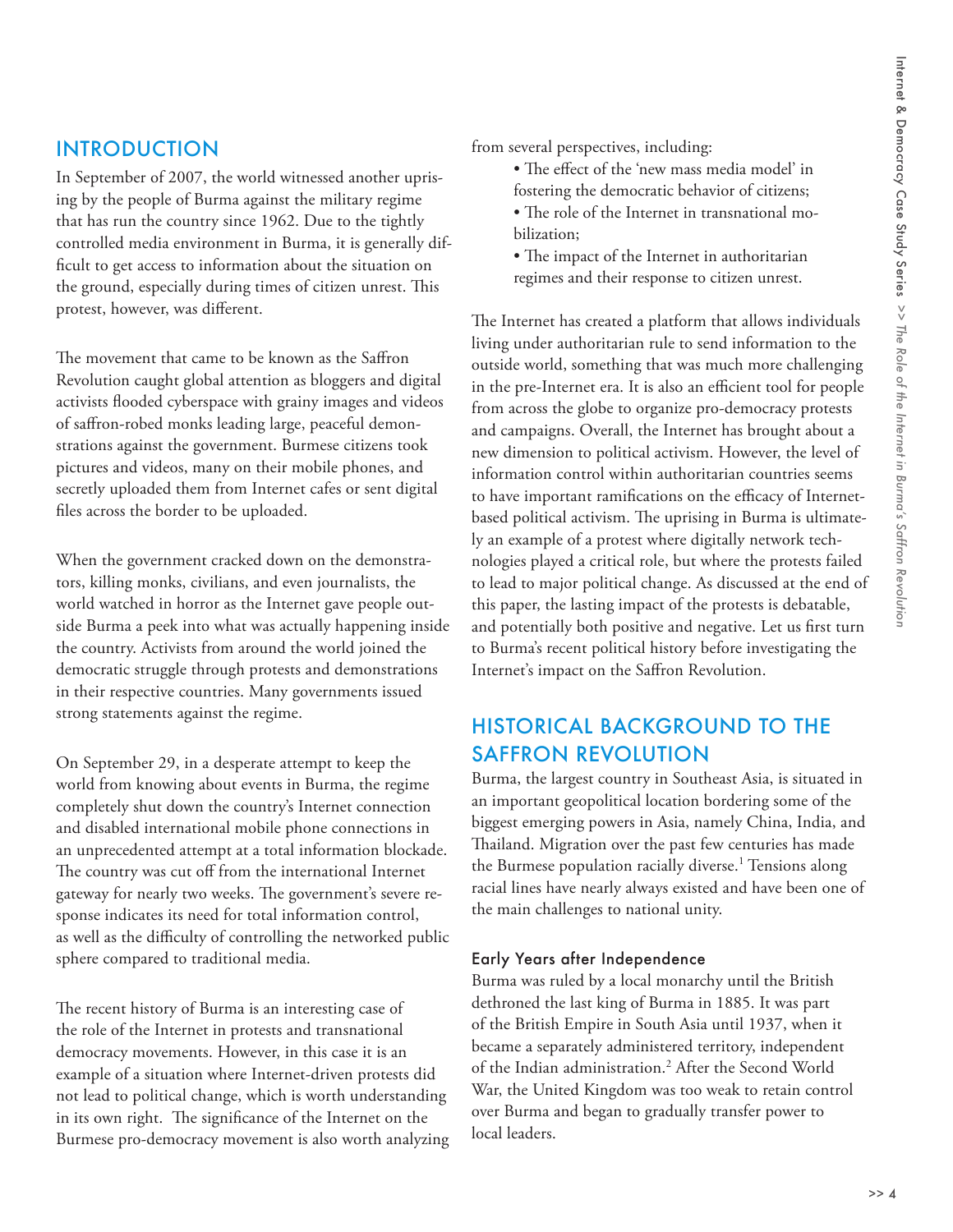## INTRODUCTION

In September of 2007, the world witnessed another uprising by the people of Burma against the military regime that has run the country since 1962. Due to the tightly controlled media environment in Burma, it is generally difficult to get access to information about the situation on the ground, especially during times of citizen unrest. This protest, however, was different.

The movement that came to be known as the Saffron Revolution caught global attention as bloggers and digital activists flooded cyberspace with grainy images and videos of saffron-robed monks leading large, peaceful demonstrations against the government. Burmese citizens took pictures and videos, many on their mobile phones, and secretly uploaded them from Internet cafes or sent digital files across the border to be uploaded.

When the government cracked down on the demonstrators, killing monks, civilians, and even journalists, the world watched in horror as the Internet gave people outside Burma a peek into what was actually happening inside the country. Activists from around the world joined the democratic struggle through protests and demonstrations in their respective countries. Many governments issued strong statements against the regime.

On September 29, in a desperate attempt to keep the world from knowing about events in Burma, the regime completely shut down the country's Internet connection and disabled international mobile phone connections in an unprecedented attempt at a total information blockade. The country was cut off from the international Internet gateway for nearly two weeks. The government's severe response indicates its need for total information control, as well as the difficulty of controlling the networked public sphere compared to traditional media.

The recent history of Burma is an interesting case of the role of the Internet in protests and transnational democracy movements. However, in this case it is an example of a situation where Internet-driven protests did not lead to political change, which is worth understanding in its own right. The significance of the Internet on the Burmese pro-democracy movement is also worth analyzing from several perspectives, including:

- The effect of the 'new mass media model' in fostering the democratic behavior of citizens;
- The role of the Internet in transnational mobilization;
- The impact of the Internet in authoritarian regimes and their response to citizen unrest.

The Internet has created a platform that allows individuals living under authoritarian rule to send information to the outside world, something that was much more challenging in the pre-Internet era. It is also an efficient tool for people from across the globe to organize pro-democracy protests and campaigns. Overall, the Internet has brought about a new dimension to political activism. However, the level of information control within authoritarian countries seems to have important ramifications on the efficacy of Internet-based political activism. The uprising in Burma is ultimately an example of a protest where digitally network technologies played a critical role, but where the protests failed to lead to major political change. As discussed at the end of this paper, the lasting impact of the protests is debatable, and potentially both positive and negative. Let us first turn to Burma's recent political history before investigating the Internet's impact on the Saffron Revolution.

## HISTORICAL BACKGROUND TO THE SAFFRON REVOLUTION

Burma, the largest country in Southeast Asia, is situated in an important geopolitical location bordering some of the biggest emerging powers in Asia, namely China, India, and Thailand. Migration over the past few centuries has made the Burmese population racially diverse.[1] Tensions along racial lines have nearly always existed and have been one of the main challenges to national unity.

### Early Years after Independence

Burma was ruled by a local monarchy until the British dethroned the last king of Burma in 1885. It was part of the British Empire in South Asia until 1937, when it became a separately administered territory, independent of the Indian administration.[2] After the Second World War, the United Kingdom was too weak to retain control over Burma and began to gradually transfer power to local leaders.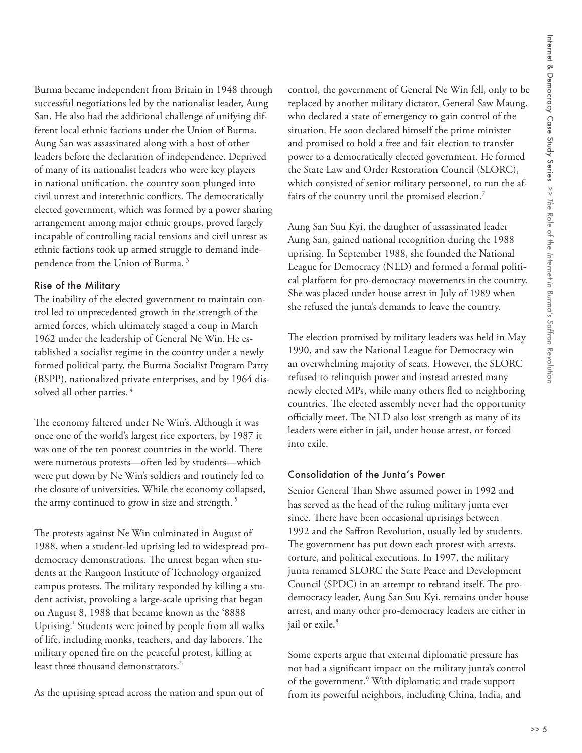Burma became independent from Britain in 1948 through successful negotiations led by the nationalist leader, Aung San. He also had the additional challenge of unifying different local ethnic factions under the Union of Burma. Aung San was assassinated along with a host of other leaders before the declaration of independence. Deprived of many of its nationalist leaders who were key players in national unification, the country soon plunged into civil unrest and interethnic conflicts. The democratically elected government, which was formed by a power sharing arrangement among major ethnic groups, proved largely incapable of controlling racial tensions and civil unrest as ethnic factions took up armed struggle to demand independence from the Union of Burma. [3]

## Rise of the Military

The inability of the elected government to maintain control led to unprecedented growth in the strength of the armed forces, which ultimately staged a coup in March 1962 under the leadership of General Ne Win. He established a socialist regime in the country under a newly formed political party, the Burma Socialist Program Party (BSPP), nationalized private enterprises, and by 1964 dissolved all other parties. [4]

The economy faltered under Ne Win's. Although it was once one of the world's largest rice exporters, by 1987 it was one of the ten poorest countries in the world. There were numerous protests—often led by students—which were put down by Ne Win's soldiers and routinely led to the closure of universities. While the economy collapsed, the army continued to grow in size and strength. [5]

The protests against Ne Win culminated in August of 1988, when a student-led uprising led to widespread pro-democracy demonstrations. The unrest began when students at the Rangoon Institute of Technology organized campus protests. The military responded by killing a student activist, provoking a large-scale uprising that began on August 8, 1988 that became known as the '8888 Uprising.' Students were joined by people from all walks of life, including monks, teachers, and day laborers. The military opened fire on the peaceful protest, killing at least three thousand demonstrators.[6]

As the uprising spread across the nation and spun out of control, the government of General Ne Win fell, only to be replaced by another military dictator, General Saw Maung, who declared a state of emergency to gain control of the situation. He soon declared himself the prime minister and promised to hold a free and fair election to transfer power to a democratically elected government. He formed the State Law and Order Restoration Council (SLORC), which consisted of senior military personnel, to run the affairs of the country until the promised election.[7]

Aung San Suu Kyi, the daughter of assassinated leader Aung San, gained national recognition during the 1988 uprising. In September 1988, she founded the National League for Democracy (NLD) and formed a formal political platform for pro-democracy movements in the country. She was placed under house arrest in July of 1989 when she refused the junta's demands to leave the country.

The election promised by military leaders was held in May 1990, and saw the National League for Democracy win an overwhelming majority of seats. However, the SLORC refused to relinquish power and instead arrested many newly elected MPs, while many others fled to neighboring countries. The elected assembly never had the opportunity officially meet. The NLD also lost strength as many of its leaders were either in jail, under house arrest, or forced into exile.

## Consolidation of the Junta's Power

Senior General Than Shwe assumed power in 1992 and has served as the head of the ruling military junta ever since. There have been occasional uprisings between 1992 and the Saffron Revolution, usually led by students. The government has put down each protest with arrests, torture, and political executions. In 1997, the military junta renamed SLORC the State Peace and Development Council (SPDC) in an attempt to rebrand itself. The pro-democracy leader, Aung San Suu Kyi, remains under house arrest, and many other pro-democracy leaders are either in jail or exile.[8]

Some experts argue that external diplomatic pressure has not had a significant impact on the military junta's control of the government.[9] With diplomatic and trade support from its powerful neighbors, including China, India, and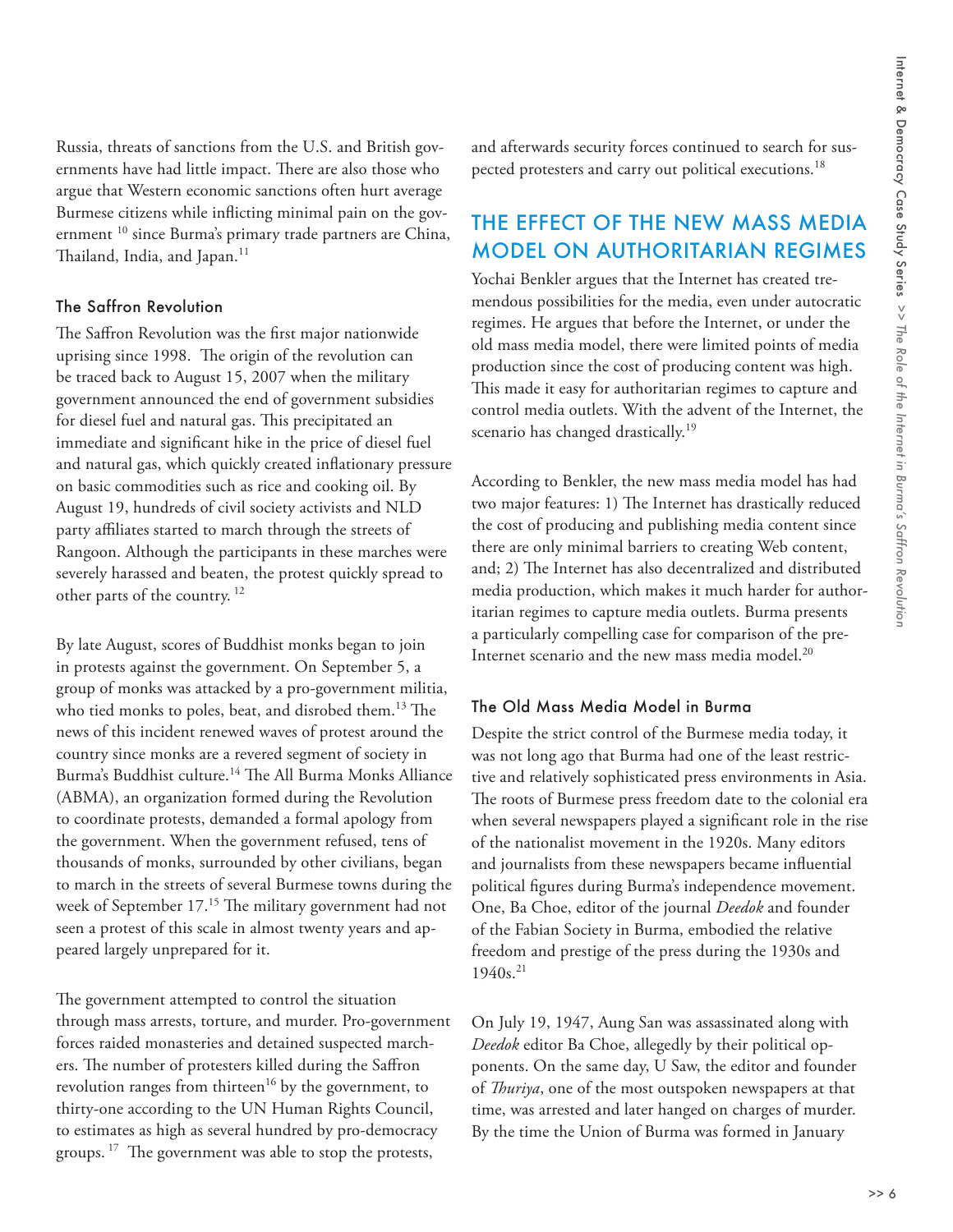Russia, threats of sanctions from the U.S. and British governments have had little impact. There are also those who argue that Western economic sanctions often hurt average Burmese citizens while inflicting minimal pain on the government [10] since Burma's primary trade partners are China, Thailand, India, and Japan.[11]

### The Saffron Revolution

The Saffron Revolution was the first major nationwide uprising since 1998. The origin of the revolution can be traced back to August 15, 2007 when the military government announced the end of government subsidies for diesel fuel and natural gas. This precipitated an immediate and significant hike in the price of diesel fuel and natural gas, which quickly created inflationary pressure on basic commodities such as rice and cooking oil. By August 19, hundreds of civil society activists and NLD party affiliates started to march through the streets of Rangoon. Although the participants in these marches were severely harassed and beaten, the protest quickly spread to other parts of the country. [12]

By late August, scores of Buddhist monks began to join in protests against the government. On September 5, a group of monks was attacked by a pro-government militia, who tied monks to poles, beat, and disrobed them.[13] The news of this incident renewed waves of protest around the country since monks are a revered segment of society in Burma's Buddhist culture.[14] The All Burma Monks Alliance (ABMA), an organization formed during the Revolution to coordinate protests, demanded a formal apology from the government. When the government refused, tens of thousands of monks, surrounded by other civilians, began to march in the streets of several Burmese towns during the week of September 17.[15] The military government had not seen a protest of this scale in almost twenty years and appeared largely unprepared for it.

The government attempted to control the situation through mass arrests, torture, and murder. Pro-government forces raided monasteries and detained suspected marchers. The number of protesters killed during the Saffron revolution ranges from thirteen[16] by the government, to thirty-one according to the UN Human Rights Council, to estimates as high as several hundred by pro-democracy groups. [17] The government was able to stop the protests, and afterwards security forces continued to search for suspected protesters and carry out political executions.[18]

## THE EFFECT OF THE NEW MASS MEDIA MODEL ON AUTHORITARIAN REGIMES

Yochai Benkler argues that the Internet has created tremendous possibilities for the media, even under autocratic regimes. He argues that before the Internet, or under the old mass media model, there were limited points of media production since the cost of producing content was high. This made it easy for authoritarian regimes to capture and control media outlets. With the advent of the Internet, the scenario has changed drastically.[19]

According to Benkler, the new mass media model has had two major features: 1) The Internet has drastically reduced the cost of producing and publishing media content since there are only minimal barriers to creating Web content, and; 2) The Internet has also decentralized and distributed media production, which makes it much harder for authoritarian regimes to capture media outlets. Burma presents a particularly compelling case for comparison of the pre-Internet scenario and the new mass media model.[20]

### The Old Mass Media Model in Burma

Despite the strict control of the Burmese media today, it was not long ago that Burma had one of the least restrictive and relatively sophisticated press environments in Asia. The roots of Burmese press freedom date to the colonial era when several newspapers played a significant role in the rise of the nationalist movement in the 1920s. Many editors and journalists from these newspapers became influential political figures during Burma's independence movement. One, Ba Choe, editor of the journal *Deedok* and founder of the Fabian Society in Burma, embodied the relative freedom and prestige of the press during the 1930s and 1940s.[21]

On July 19, 1947, Aung San was assassinated along with *Deedok* editor Ba Choe, allegedly by their political opponents. On the same day, U Saw, the editor and founder of *Thuriya*, one of the most outspoken newspapers at that time, was arrested and later hanged on charges of murder. By the time the Union of Burma was formed in January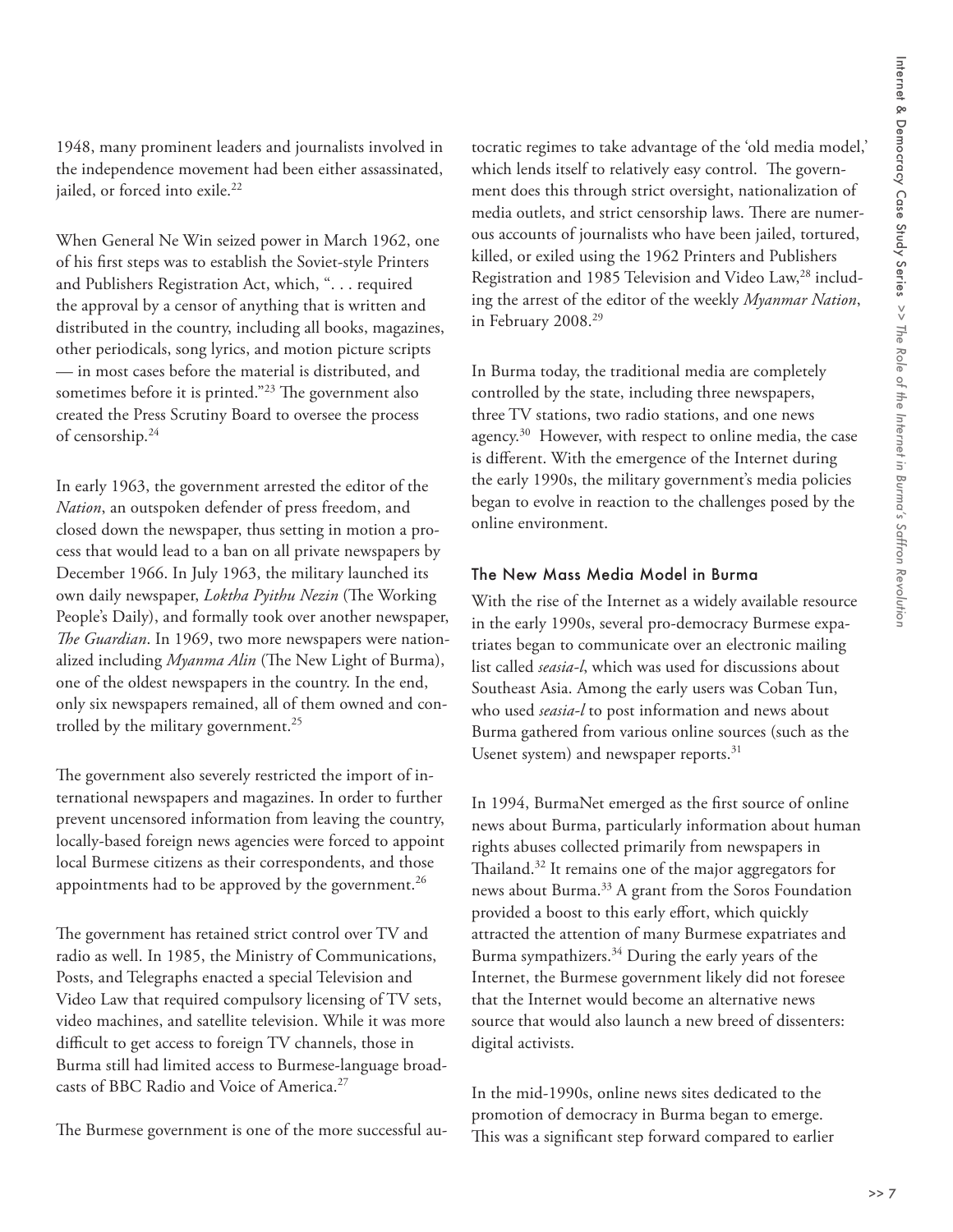1948, many prominent leaders and journalists involved in the independence movement had been either assassinated, jailed, or forced into exile.[22]

When General Ne Win seized power in March 1962, one of his first steps was to establish the Soviet-style Printers and Publishers Registration Act, which, ". . . required the approval by a censor of anything that is written and distributed in the country, including all books, magazines, other periodicals, song lyrics, and motion picture scripts — in most cases before the material is distributed, and sometimes before it is printed."[23] The government also created the Press Scrutiny Board to oversee the process of censorship.[24]

In early 1963, the government arrested the editor of the *Nation*, an outspoken defender of press freedom, and closed down the newspaper, thus setting in motion a process that would lead to a ban on all private newspapers by December 1966. In July 1963, the military launched its own daily newspaper, *Loktha Pyithu Nezin* (The Working People's Daily), and formally took over another newspaper, *The Guardian*. In 1969, two more newspapers were nationalized including *Myanma Alin* (The New Light of Burma), one of the oldest newspapers in the country. In the end, only six newspapers remained, all of them owned and controlled by the military government.[25]

The government also severely restricted the import of international newspapers and magazines. In order to further prevent uncensored information from leaving the country, locally-based foreign news agencies were forced to appoint local Burmese citizens as their correspondents, and those appointments had to be approved by the government.[26]

The government has retained strict control over TV and radio as well. In 1985, the Ministry of Communications, Posts, and Telegraphs enacted a special Television and Video Law that required compulsory licensing of TV sets, video machines, and satellite television. While it was more difficult to get access to foreign TV channels, those in Burma still had limited access to Burmese-language broadcasts of BBC Radio and Voice of America.[27]

The Burmese government is one of the more successful autocratic regimes to take advantage of the 'old media model,' which lends itself to relatively easy control. The government does this through strict oversight, nationalization of media outlets, and strict censorship laws. There are numerous accounts of journalists who have been jailed, tortured, killed, or exiled using the 1962 Printers and Publishers Registration and 1985 Television and Video Law,[28] including the arrest of the editor of the weekly *Myanmar Nation*, in February 2008.[29]

In Burma today, the traditional media are completely controlled by the state, including three newspapers, three TV stations, two radio stations, and one news agency.[30] However, with respect to online media, the case is different. With the emergence of the Internet during the early 1990s, the military government's media policies began to evolve in reaction to the challenges posed by the online environment.

### The New Mass Media Model in Burma

With the rise of the Internet as a widely available resource in the early 1990s, several pro-democracy Burmese expatriates began to communicate over an electronic mailing list called *seasia-l*, which was used for discussions about Southeast Asia. Among the early users was Coban Tun, who used *seasia-l* to post information and news about Burma gathered from various online sources (such as the Usenet system) and newspaper reports.[31]

In 1994, BurmaNet emerged as the first source of online news about Burma, particularly information about human rights abuses collected primarily from newspapers in Thailand.[32] It remains one of the major aggregators for news about Burma.[33] A grant from the Soros Foundation provided a boost to this early effort, which quickly attracted the attention of many Burmese expatriates and Burma sympathizers.[34] During the early years of the Internet, the Burmese government likely did not foresee that the Internet would become an alternative news source that would also launch a new breed of dissenters: digital activists.

In the mid-1990s, online news sites dedicated to the promotion of democracy in Burma began to emerge. This was a significant step forward compared to earlier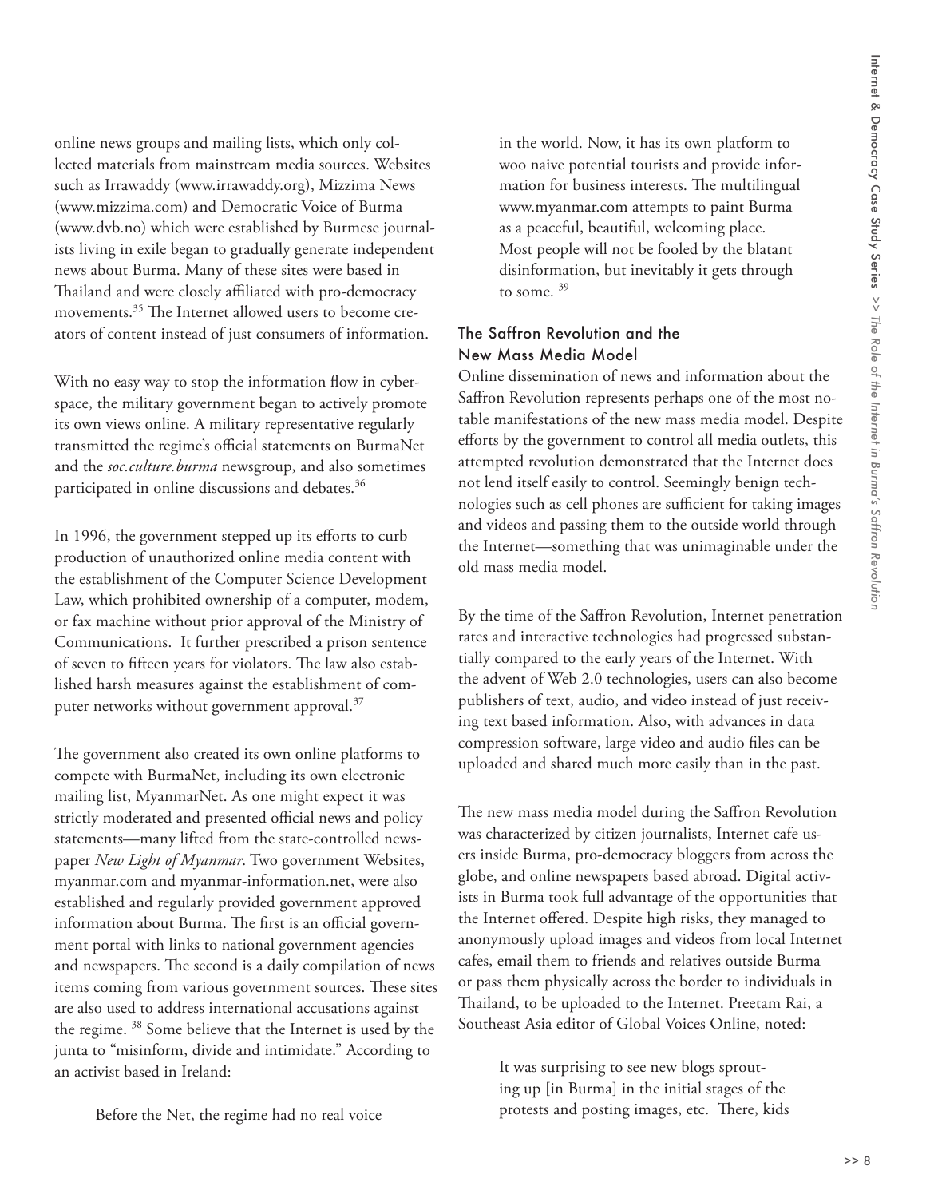online news groups and mailing lists, which only collected materials from mainstream media sources. Websites such as Irrawaddy (www.irrawaddy.org), Mizzima News (www.mizzima.com) and Democratic Voice of Burma (www.dvb.no) which were established by Burmese journalists living in exile began to gradually generate independent news about Burma. Many of these sites were based in Thailand and were closely affiliated with pro-democracy movements.[35] The Internet allowed users to become creators of content instead of just consumers of information.

With no easy way to stop the information flow in cyberspace, the military government began to actively promote its own views online. A military representative regularly transmitted the regime's official statements on BurmaNet and the *soc.culture.burma* newsgroup, and also sometimes participated in online discussions and debates.[36]

In 1996, the government stepped up its efforts to curb production of unauthorized online media content with the establishment of the Computer Science Development Law, which prohibited ownership of a computer, modem, or fax machine without prior approval of the Ministry of Communications. It further prescribed a prison sentence of seven to fifteen years for violators. The law also established harsh measures against the establishment of computer networks without government approval.[37]

The government also created its own online platforms to compete with BurmaNet, including its own electronic mailing list, MyanmarNet. As one might expect it was strictly moderated and presented official news and policy statements—many lifted from the state-controlled newspaper *New Light of Myanmar*. Two government Websites, myanmar.com and myanmar-information.net, were also established and regularly provided government approved information about Burma. The first is an official government portal with links to national government agencies and newspapers. The second is a daily compilation of news items coming from various government sources. These sites are also used to address international accusations against the regime. [38] Some believe that the Internet is used by the junta to "misinform, divide and intimidate." According to an activist based in Ireland:

> Before the Net, the regime had no real voice in the world. Now, it has its own platform to woo naive potential tourists and provide information for business interests. The multilingual www.myanmar.com attempts to paint Burma as a peaceful, beautiful, welcoming place. Most people will not be fooled by the blatant disinformation, but inevitably it gets through to some. [39]

## The Saffron Revolution and the New Mass Media Model

Online dissemination of news and information about the Saffron Revolution represents perhaps one of the most notable manifestations of the new mass media model. Despite efforts by the government to control all media outlets, this attempted revolution demonstrated that the Internet does not lend itself easily to control. Seemingly benign technologies such as cell phones are sufficient for taking images and videos and passing them to the outside world through the Internet—something that was unimaginable under the old mass media model.

By the time of the Saffron Revolution, Internet penetration rates and interactive technologies had progressed substantially compared to the early years of the Internet. With the advent of Web 2.0 technologies, users can also become publishers of text, audio, and video instead of just receiving text based information. Also, with advances in data compression software, large video and audio files can be uploaded and shared much more easily than in the past.

The new mass media model during the Saffron Revolution was characterized by citizen journalists, Internet cafe users inside Burma, pro-democracy bloggers from across the globe, and online newspapers based abroad. Digital activists in Burma took full advantage of the opportunities that the Internet offered. Despite high risks, they managed to anonymously upload images and videos from local Internet cafes, email them to friends and relatives outside Burma or pass them physically across the border to individuals in Thailand, to be uploaded to the Internet. Preetam Rai, a Southeast Asia editor of Global Voices Online, noted:

> It was surprising to see new blogs sprouting up [in Burma] in the initial stages of the protests and posting images, etc. There, kids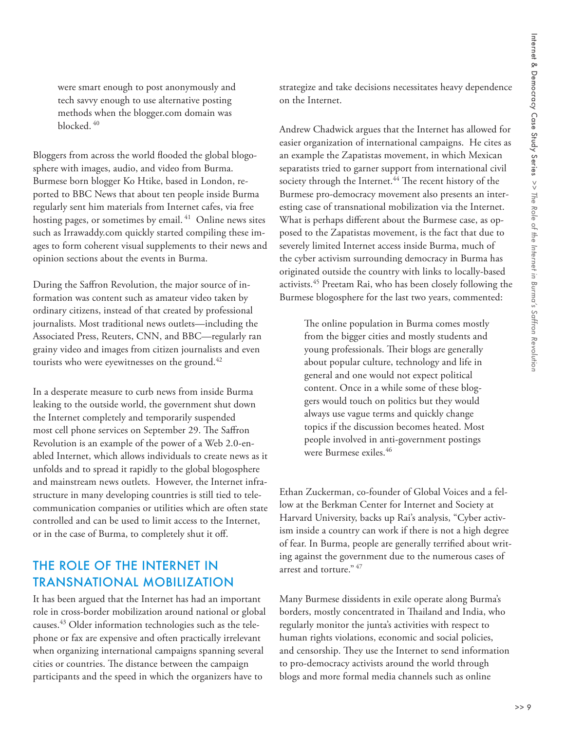> were smart enough to post anonymously and tech savvy enough to use alternative posting methods when the blogger.com domain was blocked. [40]

Bloggers from across the world flooded the global blogosphere with images, audio, and video from Burma. Burmese born blogger Ko Htike, based in London, reported to BBC News that about ten people inside Burma regularly sent him materials from Internet cafes, via free hosting pages, or sometimes by email. [41] Online news sites such as Irrawaddy.com quickly started compiling these images to form coherent visual supplements to their news and opinion sections about the events in Burma.

During the Saffron Revolution, the major source of information was content such as amateur video taken by ordinary citizens, instead of that created by professional journalists. Most traditional news outlets—including the Associated Press, Reuters, CNN, and BBC—regularly ran grainy video and images from citizen journalists and even tourists who were eyewitnesses on the ground.[42]

In a desperate measure to curb news from inside Burma leaking to the outside world, the government shut down the Internet completely and temporarily suspended most cell phone services on September 29. The Saffron Revolution is an example of the power of a Web 2.0-enabled Internet, which allows individuals to create news as it unfolds and to spread it rapidly to the global blogosphere and mainstream news outlets. However, the Internet infrastructure in many developing countries is still tied to telecommunication companies or utilities which are often state controlled and can be used to limit access to the Internet, or in the case of Burma, to completely shut it off.

## THE ROLE OF THE INTERNET IN TRANSNATIONAL MOBILIZATION

It has been argued that the Internet has had an important role in cross-border mobilization around national or global causes.[43] Older information technologies such as the telephone or fax are expensive and often practically irrelevant when organizing international campaigns spanning several cities or countries. The distance between the campaign participants and the speed in which the organizers have to strategize and take decisions necessitates heavy dependence on the Internet.

Andrew Chadwick argues that the Internet has allowed for easier organization of international campaigns. He cites as an example the Zapatistas movement, in which Mexican separatists tried to garner support from international civil society through the Internet.[44] The recent history of the Burmese pro-democracy movement also presents an interesting case of transnational mobilization via the Internet. What is perhaps different about the Burmese case, as opposed to the Zapatistas movement, is the fact that due to severely limited Internet access inside Burma, much of the cyber activism surrounding democracy in Burma has originated outside the country with links to locally-based activists.[45] Preetam Rai, who has been closely following the Burmese blogosphere for the last two years, commented:

> The online population in Burma comes mostly from the bigger cities and mostly students and young professionals. Their blogs are generally about popular culture, technology and life in general and one would not expect political content. Once in a while some of these bloggers would touch on politics but they would always use vague terms and quickly change topics if the discussion becomes heated. Most people involved in anti-government postings were Burmese exiles.[46]

Ethan Zuckerman, co-founder of Global Voices and a fellow at the Berkman Center for Internet and Society at Harvard University, backs up Rai's analysis, "Cyber activism inside a country can work if there is not a high degree of fear. In Burma, people are generally terrified about writing against the government due to the numerous cases of arrest and torture." [47]

Many Burmese dissidents in exile operate along Burma's borders, mostly concentrated in Thailand and India, who regularly monitor the junta's activities with respect to human rights violations, economic and social policies, and censorship. They use the Internet to send information to pro-democracy activists around the world through blogs and more formal media channels such as online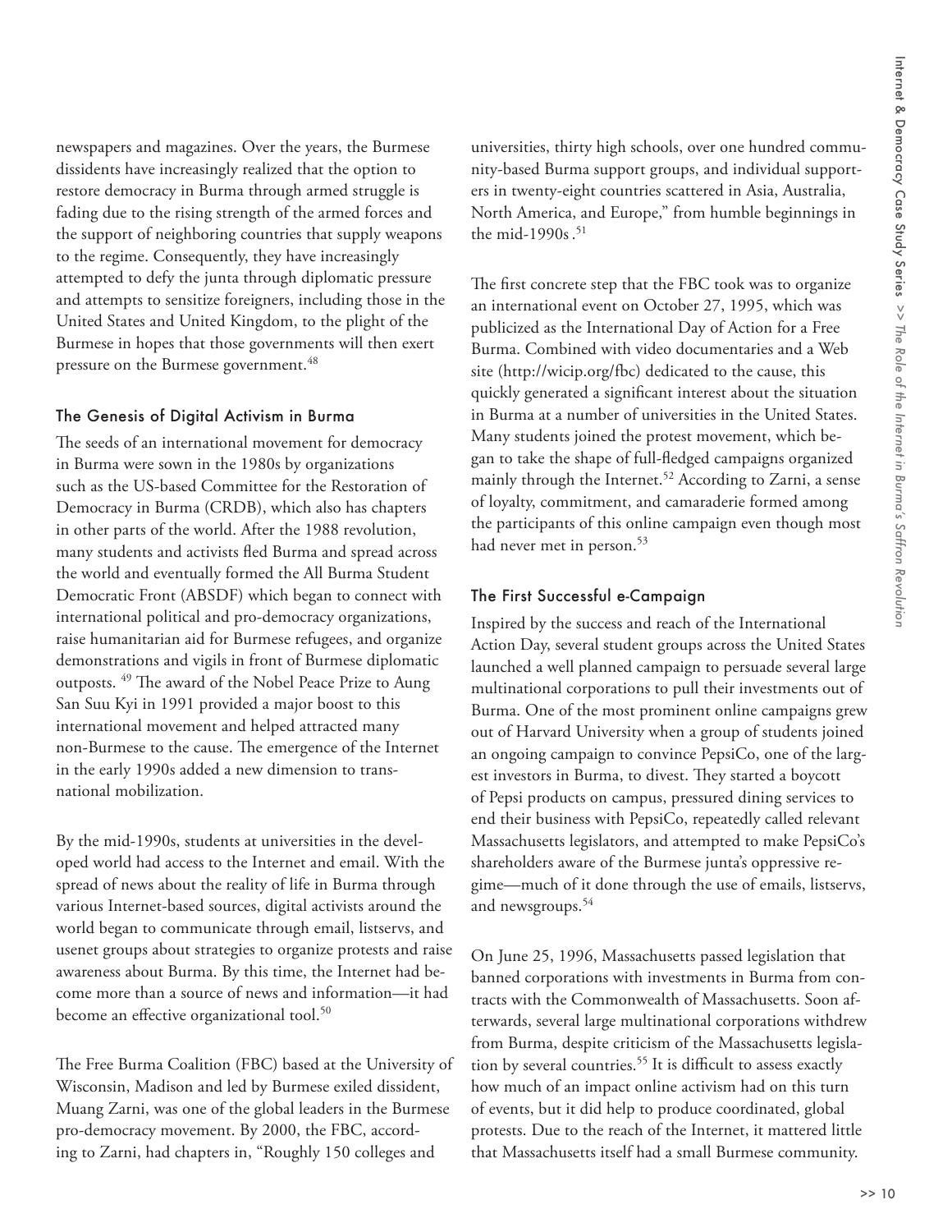newspapers and magazines. Over the years, the Burmese dissidents have increasingly realized that the option to restore democracy in Burma through armed struggle is fading due to the rising strength of the armed forces and the support of neighboring countries that supply weapons to the regime. Consequently, they have increasingly attempted to defy the junta through diplomatic pressure and attempts to sensitize foreigners, including those in the United States and United Kingdom, to the plight of the Burmese in hopes that those governments will then exert pressure on the Burmese government.[48]

### The Genesis of Digital Activism in Burma

The seeds of an international movement for democracy in Burma were sown in the 1980s by organizations such as the US-based Committee for the Restoration of Democracy in Burma (CRDB), which also has chapters in other parts of the world. After the 1988 revolution, many students and activists fled Burma and spread across the world and eventually formed the All Burma Student Democratic Front (ABSDF) which began to connect with international political and pro-democracy organizations, raise humanitarian aid for Burmese refugees, and organize demonstrations and vigils in front of Burmese diplomatic outposts. [49] The award of the Nobel Peace Prize to Aung San Suu Kyi in 1991 provided a major boost to this international movement and helped attracted many non-Burmese to the cause. The emergence of the Internet in the early 1990s added a new dimension to transnational mobilization.

By the mid-1990s, students at universities in the developed world had access to the Internet and email. With the spread of news about the reality of life in Burma through various Internet-based sources, digital activists around the world began to communicate through email, listservs, and usenet groups about strategies to organize protests and raise awareness about Burma. By this time, the Internet had become more than a source of news and information—it had become an effective organizational tool.[50]

The Free Burma Coalition (FBC) based at the University of Wisconsin, Madison and led by Burmese exiled dissident, Muang Zarni, was one of the global leaders in the Burmese pro-democracy movement. By 2000, the FBC, according to Zarni, had chapters in, "Roughly 150 colleges and universities, thirty high schools, over one hundred community-based Burma support groups, and individual supporters in twenty-eight countries scattered in Asia, Australia, North America, and Europe," from humble beginnings in the mid-1990s .[51]

The first concrete step that the FBC took was to organize an international event on October 27, 1995, which was publicized as the International Day of Action for a Free Burma. Combined with video documentaries and a Web site (http://wicip.org/fbc) dedicated to the cause, this quickly generated a significant interest about the situation in Burma at a number of universities in the United States. Many students joined the protest movement, which began to take the shape of full-fledged campaigns organized mainly through the Internet.[52] According to Zarni, a sense of loyalty, commitment, and camaraderie formed among the participants of this online campaign even though most had never met in person.[53]

### The First Successful e-Campaign

Inspired by the success and reach of the International Action Day, several student groups across the United States launched a well planned campaign to persuade several large multinational corporations to pull their investments out of Burma. One of the most prominent online campaigns grew out of Harvard University when a group of students joined an ongoing campaign to convince PepsiCo, one of the largest investors in Burma, to divest. They started a boycott of Pepsi products on campus, pressured dining services to end their business with PepsiCo, repeatedly called relevant Massachusetts legislators, and attempted to make PepsiCo's shareholders aware of the Burmese junta's oppressive regime—much of it done through the use of emails, listservs, and newsgroups.[54]

On June 25, 1996, Massachusetts passed legislation that banned corporations with investments in Burma from contracts with the Commonwealth of Massachusetts. Soon afterwards, several large multinational corporations withdrew from Burma, despite criticism of the Massachusetts legislation by several countries.[55] It is difficult to assess exactly how much of an impact online activism had on this turn of events, but it did help to produce coordinated, global protests. Due to the reach of the Internet, it mattered little that Massachusetts itself had a small Burmese community.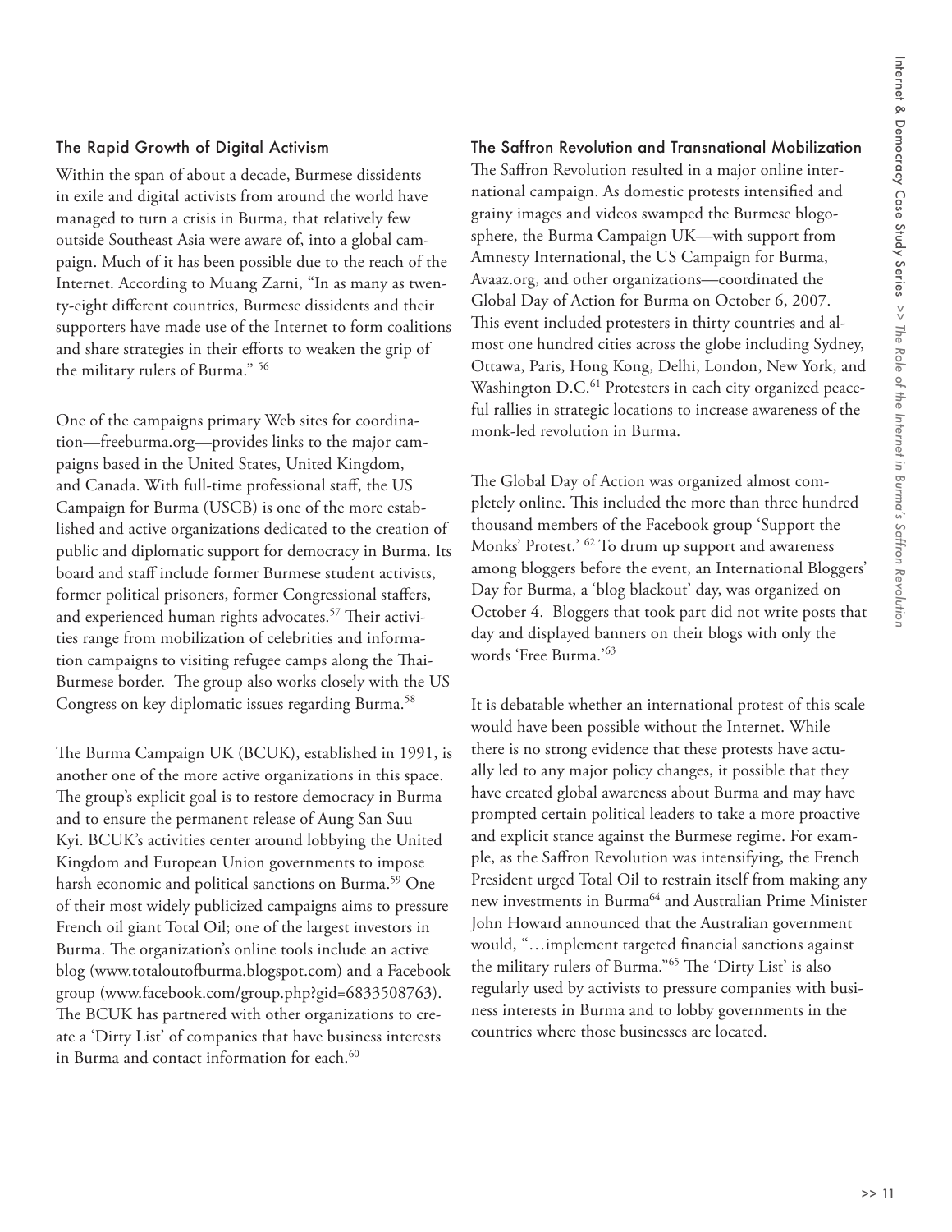## The Rapid Growth of Digital Activism

Within the span of about a decade, Burmese dissidents in exile and digital activists from around the world have managed to turn a crisis in Burma, that relatively few outside Southeast Asia were aware of, into a global campaign. Much of it has been possible due to the reach of the Internet. According to Muang Zarni, "In as many as twenty-eight different countries, Burmese dissidents and their supporters have made use of the Internet to form coalitions and share strategies in their efforts to weaken the grip of the military rulers of Burma." [56]

One of the campaigns primary Web sites for coordination—freeburma.org—provides links to the major campaigns based in the United States, United Kingdom, and Canada. With full-time professional staff, the US Campaign for Burma (USCB) is one of the more established and active organizations dedicated to the creation of public and diplomatic support for democracy in Burma. Its board and staff include former Burmese student activists, former political prisoners, former Congressional staffers, and experienced human rights advocates.[57] Their activities range from mobilization of celebrities and information campaigns to visiting refugee camps along the Thai-Burmese border. The group also works closely with the US Congress on key diplomatic issues regarding Burma.[58]

The Burma Campaign UK (BCUK), established in 1991, is another one of the more active organizations in this space. The group's explicit goal is to restore democracy in Burma and to ensure the permanent release of Aung San Suu Kyi. BCUK's activities center around lobbying the United Kingdom and European Union governments to impose harsh economic and political sanctions on Burma.[59] One of their most widely publicized campaigns aims to pressure French oil giant Total Oil; one of the largest investors in Burma. The organization's online tools include an active blog (www.totaloutofburma.blogspot.com) and a Facebook group (www.facebook.com/group.php?gid=6833508763). The BCUK has partnered with other organizations to create a 'Dirty List' of companies that have business interests in Burma and contact information for each.[60]

## The Saffron Revolution and Transnational Mobilization

The Saffron Revolution resulted in a major online international campaign. As domestic protests intensified and grainy images and videos swamped the Burmese blogosphere, the Burma Campaign UK—with support from Amnesty International, the US Campaign for Burma, Avaaz.org, and other organizations—coordinated the Global Day of Action for Burma on October 6, 2007. This event included protesters in thirty countries and almost one hundred cities across the globe including Sydney, Ottawa, Paris, Hong Kong, Delhi, London, New York, and Washington D.C.[61] Protesters in each city organized peaceful rallies in strategic locations to increase awareness of the monk-led revolution in Burma.

The Global Day of Action was organized almost completely online. This included the more than three hundred thousand members of the Facebook group 'Support the Monks' Protest.' [62] To drum up support and awareness among bloggers before the event, an International Bloggers' Day for Burma, a 'blog blackout' day, was organized on October 4. Bloggers that took part did not write posts that day and displayed banners on their blogs with only the words 'Free Burma.'[63]

It is debatable whether an international protest of this scale would have been possible without the Internet. While there is no strong evidence that these protests have actually led to any major policy changes, it possible that they have created global awareness about Burma and may have prompted certain political leaders to take a more proactive and explicit stance against the Burmese regime. For example, as the Saffron Revolution was intensifying, the French President urged Total Oil to restrain itself from making any new investments in Burma[64] and Australian Prime Minister John Howard announced that the Australian government would, "…implement targeted financial sanctions against the military rulers of Burma."[65] The 'Dirty List' is also regularly used by activists to pressure companies with business interests in Burma and to lobby governments in the countries where those businesses are located.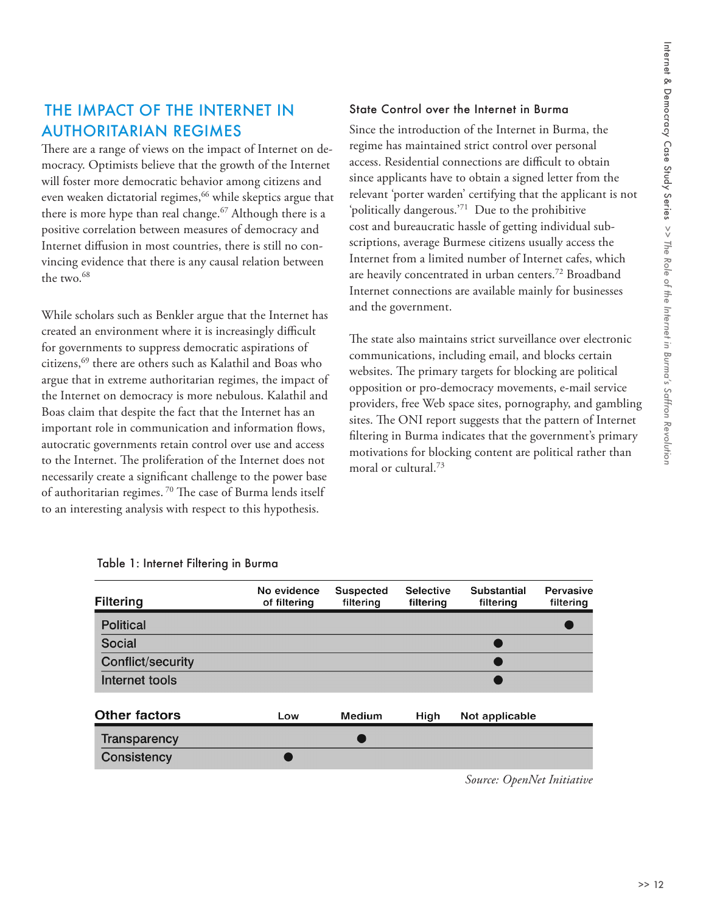## THE IMPACT OF THE INTERNET IN AUTHORITARIAN REGIMES

There are a range of views on the impact of Internet on democracy. Optimists believe that the growth of the Internet will foster more democratic behavior among citizens and even weaken dictatorial regimes,[66] while skeptics argue that there is more hype than real change.[67] Although there is a positive correlation between measures of democracy and Internet diffusion in most countries, there is still no convincing evidence that there is any causal relation between the two.[68]

While scholars such as Benkler argue that the Internet has created an environment where it is increasingly difficult for governments to suppress democratic aspirations of citizens,[69] there are others such as Kalathil and Boas who argue that in extreme authoritarian regimes, the impact of the Internet on democracy is more nebulous. Kalathil and Boas claim that despite the fact that the Internet has an important role in communication and information flows, autocratic governments retain control over use and access to the Internet. The proliferation of the Internet does not necessarily create a significant challenge to the power base of authoritarian regimes.[70] The case of Burma lends itself to an interesting analysis with respect to this hypothesis.

### State Control over the Internet in Burma

Since the introduction of the Internet in Burma, the regime has maintained strict control over personal access. Residential connections are difficult to obtain since applicants have to obtain a signed letter from the relevant 'porter warden' certifying that the applicant is not 'politically dangerous.'[71] Due to the prohibitive cost and bureaucratic hassle of getting individual subscriptions, average Burmese citizens usually access the Internet from a limited number of Internet cafes, which are heavily concentrated in urban centers.[72] Broadband Internet connections are available mainly for businesses and the government.

The state also maintains strict surveillance over electronic communications, including email, and blocks certain websites. The primary targets for blocking are political opposition or pro-democracy movements, e-mail service providers, free Web space sites, pornography, and gambling sites. The ONI report suggests that the pattern of Internet filtering in Burma indicates that the government's primary motivations for blocking content are political rather than moral or cultural.[73]

Table 1: Internet Filtering in Burma

| Filtering | No evidence of filtering | Suspected filtering | Selective filtering | Substantial filtering | Pervasive filtering |
|---|---|---|---|---|---|
| Political | | | | | ● |
| Social | | | | ● | |
| Conflict/security | | | | ● | |
| Internet tools | | | | ● | |

| Other factors | Low | Medium | High | Not applicable |
|---|---|---|---|---|
| Transparency | | ● | | |
| Consistency | ● | | | |

*Source: OpenNet Initiative*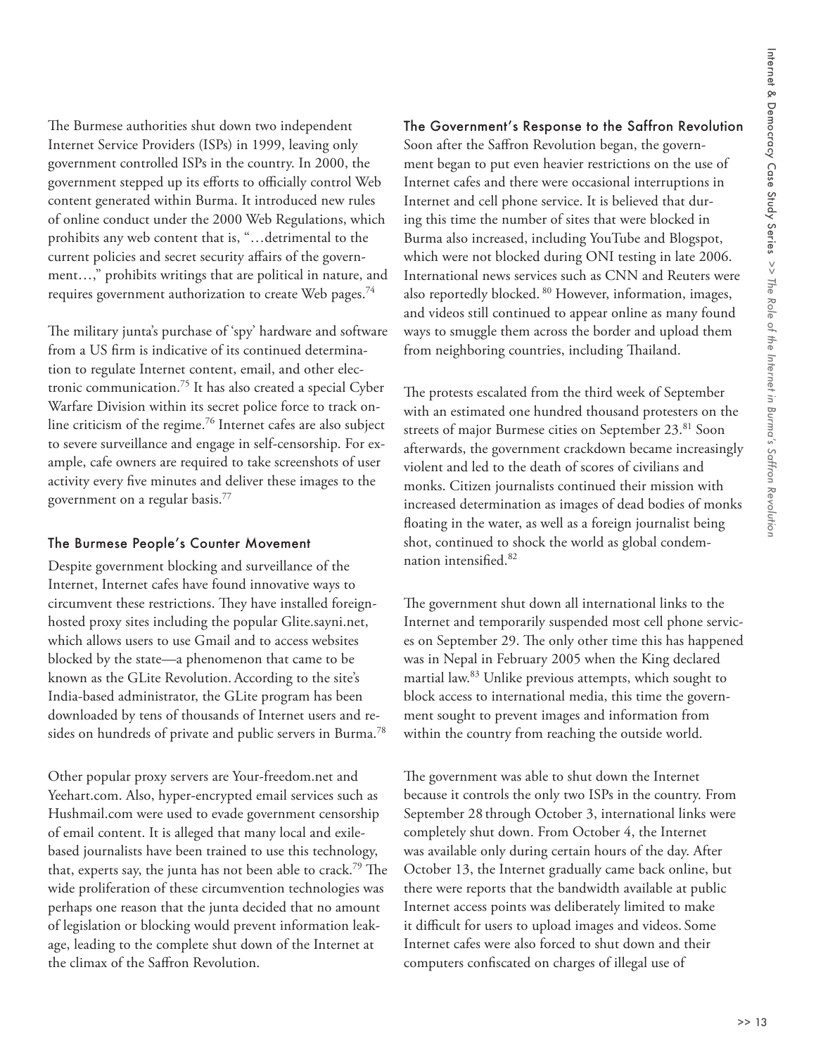The Burmese authorities shut down two independent Internet Service Providers (ISPs) in 1999, leaving only government controlled ISPs in the country. In 2000, the government stepped up its efforts to officially control Web content generated within Burma. It introduced new rules of online conduct under the 2000 Web Regulations, which prohibits any web content that is, "…detrimental to the current policies and secret security affairs of the government…," prohibits writings that are political in nature, and requires government authorization to create Web pages.[74]

The military junta's purchase of 'spy' hardware and software from a US firm is indicative of its continued determination to regulate Internet content, email, and other electronic communication.[75] It has also created a special Cyber Warfare Division within its secret police force to track online criticism of the regime.[76] Internet cafes are also subject to severe surveillance and engage in self-censorship. For example, cafe owners are required to take screenshots of user activity every five minutes and deliver these images to the government on a regular basis.[77]

### The Burmese People's Counter Movement

Despite government blocking and surveillance of the Internet, Internet cafes have found innovative ways to circumvent these restrictions. They have installed foreign-hosted proxy sites including the popular Glite.sayni.net, which allows users to use Gmail and to access websites blocked by the state—a phenomenon that came to be known as the GLite Revolution. According to the site's India-based administrator, the GLite program has been downloaded by tens of thousands of Internet users and resides on hundreds of private and public servers in Burma.[78]

Other popular proxy servers are Your-freedom.net and Yeehart.com. Also, hyper-encrypted email services such as Hushmail.com were used to evade government censorship of email content. It is alleged that many local and exile-based journalists have been trained to use this technology, that, experts say, the junta has not been able to crack.[79] The wide proliferation of these circumvention technologies was perhaps one reason that the junta decided that no amount of legislation or blocking would prevent information leakage, leading to the complete shut down of the Internet at the climax of the Saffron Revolution.

### The Government's Response to the Saffron Revolution

Soon after the Saffron Revolution began, the government began to put even heavier restrictions on the use of Internet cafes and there were occasional interruptions in Internet and cell phone service. It is believed that during this time the number of sites that were blocked in Burma also increased, including YouTube and Blogspot, which were not blocked during ONI testing in late 2006. International news services such as CNN and Reuters were also reportedly blocked.[80] However, information, images, and videos still continued to appear online as many found ways to smuggle them across the border and upload them from neighboring countries, including Thailand.

The protests escalated from the third week of September with an estimated one hundred thousand protesters on the streets of major Burmese cities on September 23.[81] Soon afterwards, the government crackdown became increasingly violent and led to the death of scores of civilians and monks. Citizen journalists continued their mission with increased determination as images of dead bodies of monks floating in the water, as well as a foreign journalist being shot, continued to shock the world as global condemnation intensified.[82]

The government shut down all international links to the Internet and temporarily suspended most cell phone services on September 29. The only other time this has happened was in Nepal in February 2005 when the King declared martial law.[83] Unlike previous attempts, which sought to block access to international media, this time the government sought to prevent images and information from within the country from reaching the outside world.

The government was able to shut down the Internet because it controls the only two ISPs in the country. From September 28 through October 3, international links were completely shut down. From October 4, the Internet was available only during certain hours of the day. After October 13, the Internet gradually came back online, but there were reports that the bandwidth available at public Internet access points was deliberately limited to make it difficult for users to upload images and videos. Some Internet cafes were also forced to shut down and their computers confiscated on charges of illegal use of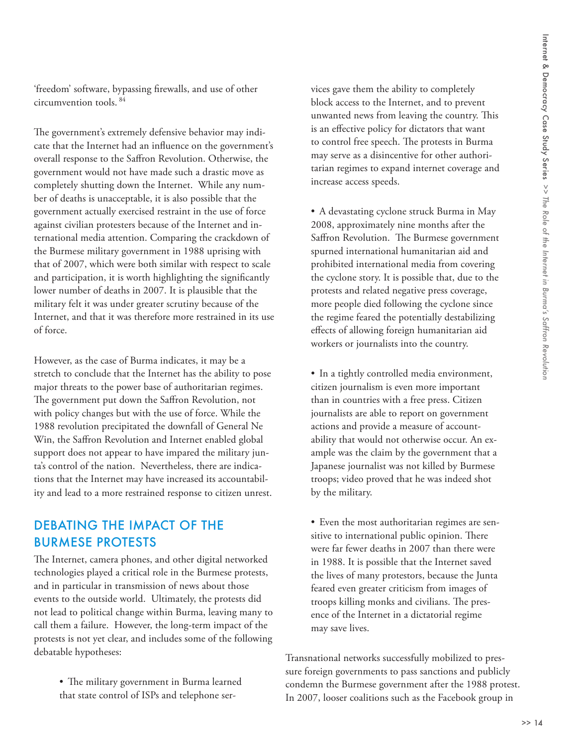'freedom' software, bypassing firewalls, and use of other circumvention tools. [84]

The government's extremely defensive behavior may indicate that the Internet had an influence on the government's overall response to the Saffron Revolution. Otherwise, the government would not have made such a drastic move as completely shutting down the Internet. While any number of deaths is unacceptable, it is also possible that the government actually exercised restraint in the use of force against civilian protesters because of the Internet and international media attention. Comparing the crackdown of the Burmese military government in 1988 uprising with that of 2007, which were both similar with respect to scale and participation, it is worth highlighting the significantly lower number of deaths in 2007. It is plausible that the military felt it was under greater scrutiny because of the Internet, and that it was therefore more restrained in its use of force.

However, as the case of Burma indicates, it may be a stretch to conclude that the Internet has the ability to pose major threats to the power base of authoritarian regimes. The government put down the Saffron Revolution, not with policy changes but with the use of force. While the 1988 revolution precipitated the downfall of General Ne Win, the Saffron Revolution and Internet enabled global support does not appear to have impared the military junta's control of the nation. Nevertheless, there are indications that the Internet may have increased its accountability and lead to a more restrained response to citizen unrest.

## DEBATING THE IMPACT OF THE BURMESE PROTESTS

The Internet, camera phones, and other digital networked technologies played a critical role in the Burmese protests, and in particular in transmission of news about those events to the outside world. Ultimately, the protests did not lead to political change within Burma, leaving many to call them a failure. However, the long-term impact of the protests is not yet clear, and includes some of the following debatable hypotheses:

- The military government in Burma learned that state control of ISPs and telephone services gave them the ability to completely block access to the Internet, and to prevent unwanted news from leaving the country. This is an effective policy for dictators that want to control free speech. The protests in Burma may serve as a disincentive for other authoritarian regimes to expand internet coverage and increase access speeds.

- A devastating cyclone struck Burma in May 2008, approximately nine months after the Saffron Revolution. The Burmese government spurned international humanitarian aid and prohibited international media from covering the cyclone story. It is possible that, due to the protests and related negative press coverage, more people died following the cyclone since the regime feared the potentially destabilizing effects of allowing foreign humanitarian aid workers or journalists into the country.

- In a tightly controlled media environment, citizen journalism is even more important than in countries with a free press. Citizen journalists are able to report on government actions and provide a measure of accountability that would not otherwise occur. An example was the claim by the government that a Japanese journalist was not killed by Burmese troops; video proved that he was indeed shot by the military.

- Even the most authoritarian regimes are sensitive to international public opinion. There were far fewer deaths in 2007 than there were in 1988. It is possible that the Internet saved the lives of many protestors, because the Junta feared even greater criticism from images of troops killing monks and civilians. The presence of the Internet in a dictatorial regime may save lives.

Transnational networks successfully mobilized to pressure foreign governments to pass sanctions and publicly condemn the Burmese government after the 1988 protest. In 2007, looser coalitions such as the Facebook group in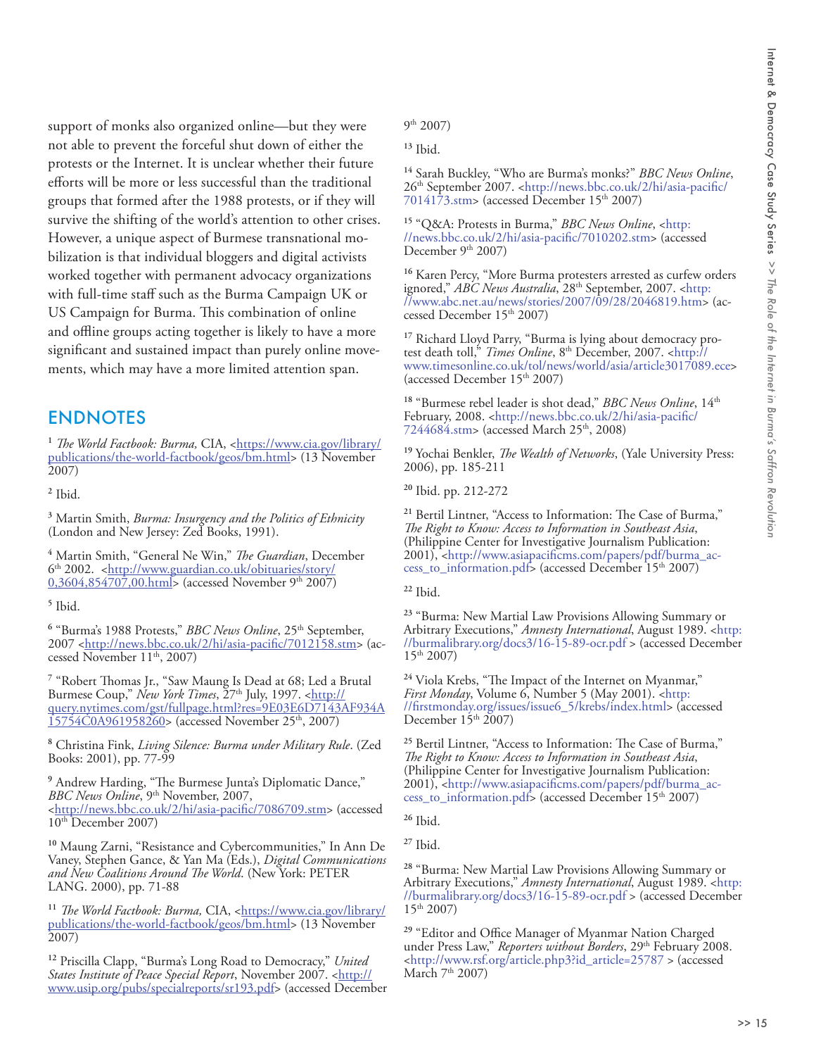support of monks also organized online—but they were not able to prevent the forceful shut down of either the protests or the Internet. It is unclear whether their future efforts will be more or less successful than the traditional groups that formed after the 1988 protests, or if they will survive the shifting of the world's attention to other crises. However, a unique aspect of Burmese transnational mobilization is that individual bloggers and digital activists worked together with permanent advocacy organizations with full-time staff such as the Burma Campaign UK or US Campaign for Burma. This combination of online and offline groups acting together is likely to have a more significant and sustained impact than purely online movements, which may have a more limited attention span.

## ENDNOTES

[1] *The World Factbook: Burma,* CIA, <https://www.cia.gov/library/publications/the-world-factbook/geos/bm.html> (13 November 2007)

[2] Ibid.

[3] Martin Smith, *Burma: Insurgency and the Politics of Ethnicity* (London and New Jersey: Zed Books, 1991).

[4] Martin Smith, "General Ne Win," *The Guardian*, December 6th 2002. <http://www.guardian.co.uk/obituaries/story/0,3604,854707,00.html> (accessed November 9th 2007)

[5] Ibid.

[6] "Burma's 1988 Protests," *BBC News Online*, 25th September, 2007 <http://news.bbc.co.uk/2/hi/asia-pacific/7012158.stm> (accessed November 11th, 2007)

[7] "Robert Thomas Jr., "Saw Maung Is Dead at 68; Led a Brutal Burmese Coup," *New York Times*, 27th July, 1997. <http://query.nytimes.com/gst/fullpage.html?res=9E03E6D7143AF934A15754C0A961958260> (accessed November 25th, 2007)

[8] Christina Fink, *Living Silence: Burma under Military Rule*. (Zed Books: 2001), pp. 77-99

[9] Andrew Harding, "The Burmese Junta's Diplomatic Dance," *BBC News Online*, 9th November, 2007, <http://news.bbc.co.uk/2/hi/asia-pacific/7086709.stm> (accessed 10th December 2007)

[10] Maung Zarni, "Resistance and Cybercommunities," In Ann De Vaney, Stephen Gance, & Yan Ma (Eds.), *Digital Communications and New Coalitions Around The World*. (New York: PETER LANG. 2000), pp. 71-88

[11] *The World Factbook: Burma,* CIA, <https://www.cia.gov/library/publications/the-world-factbook/geos/bm.html> (13 November 2007)

[12] Priscilla Clapp, "Burma's Long Road to Democracy," *United States Institute of Peace Special Report*, November 2007. <http://www.usip.org/pubs/specialreports/sr193.pdf> (accessed December 9th 2007)

[13] Ibid.

[14] Sarah Buckley, "Who are Burma's monks?" *BBC News Online*, 26th September 2007. <http://news.bbc.co.uk/2/hi/asia-pacific/7014173.stm> (accessed December 15th 2007)

[15] "Q&A: Protests in Burma," *BBC News Online*, <http://news.bbc.co.uk/2/hi/asia-pacific/7010202.stm> (accessed December 9th 2007)

[16] Karen Percy, "More Burma protesters arrested as curfew orders ignored," *ABC News Australia*, 28th September, 2007. <http://www.abc.net.au/news/stories/2007/09/28/2046819.htm> (accessed December 15th 2007)

[17] Richard Lloyd Parry, "Burma is lying about democracy protest death toll," *Times Online*, 8th December, 2007. <http://www.timesonline.co.uk/tol/news/world/asia/article3017089.ece> (accessed December 15th 2007)

[18] "Burmese rebel leader is shot dead," *BBC News Online*, 14th February, 2008. <http://news.bbc.co.uk/2/hi/asia-pacific/7244684.stm> (accessed March 25th, 2008)

[19] Yochai Benkler, *The Wealth of Networks*, (Yale University Press: 2006), pp. 185-211

[20] Ibid. pp. 212-272

[21] Bertil Lintner, "Access to Information: The Case of Burma," *The Right to Know: Access to Information in Southeast Asia*, (Philippine Center for Investigative Journalism Publication: 2001), <http://www.asiapacificms.com/papers/pdf/burma_access_to_information.pdf> (accessed December 15th 2007)

[22] Ibid.

[23] "Burma: New Martial Law Provisions Allowing Summary or Arbitrary Executions," *Amnesty International*, August 1989. <http://burmalibrary.org/docs3/16-15-89-ocr.pdf > (accessed December 15th 2007)

[24] Viola Krebs, "The Impact of the Internet on Myanmar," *First Monday*, Volume 6, Number 5 (May 2001). <http://firstmonday.org/issues/issue6_5/krebs/index.html> (accessed December 15th 2007)

[25] Bertil Lintner, "Access to Information: The Case of Burma," *The Right to Know: Access to Information in Southeast Asia*, (Philippine Center for Investigative Journalism Publication: 2001), <http://www.asiapacificms.com/papers/pdf/burma_access_to_information.pdf> (accessed December 15th 2007)

[26] Ibid.

[27] Ibid.

[28] "Burma: New Martial Law Provisions Allowing Summary or Arbitrary Executions," *Amnesty International*, August 1989. <http://burmalibrary.org/docs3/16-15-89-ocr.pdf > (accessed December 15th 2007)

[29] "Editor and Office Manager of Myanmar Nation Charged under Press Law," *Reporters without Borders*, 29th February 2008. <http://www.rsf.org/article.php3?id_article=25787 > (accessed March 7th 2007)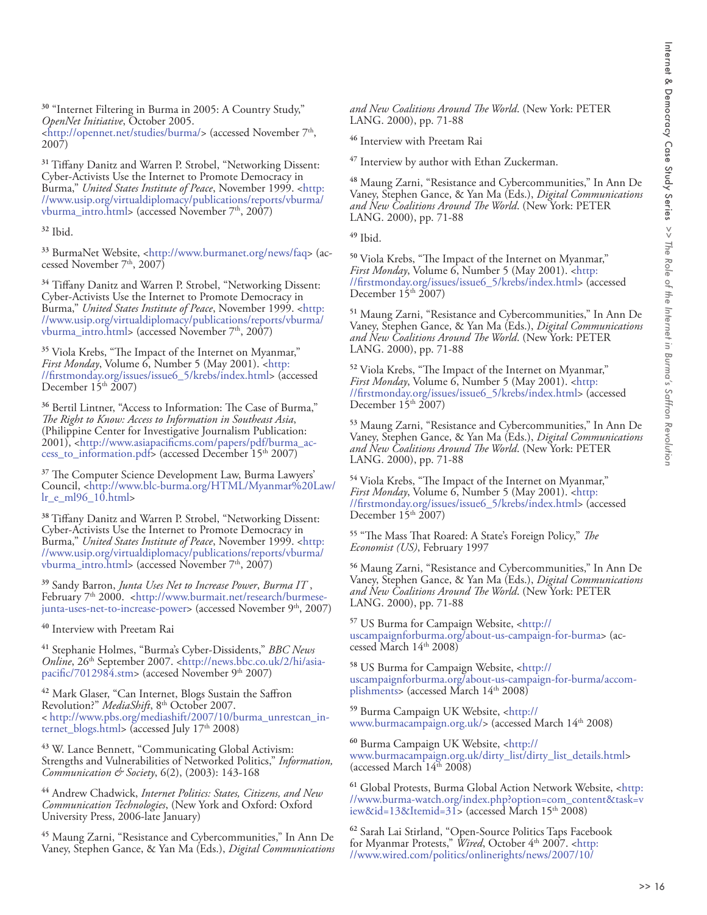[30] "Internet Filtering in Burma in 2005: A Country Study," *OpenNet Initiative*, October 2005. <http://opennet.net/studies/burma/> (accessed November 7th, 2007)

[31] Tiffany Danitz and Warren P. Strobel, "Networking Dissent: Cyber-Activists Use the Internet to Promote Democracy in Burma," *United States Institute of Peace*, November 1999. <http://www.usip.org/virtualdiplomacy/publications/reports/vburma/vburma_intro.html> (accessed November 7th, 2007)

[32] Ibid.

[33] BurmaNet Website, <http://www.burmanet.org/news/faq> (accessed November 7th, 2007)

[34] Tiffany Danitz and Warren P. Strobel, "Networking Dissent: Cyber-Activists Use the Internet to Promote Democracy in Burma," *United States Institute of Peace*, November 1999. <http://www.usip.org/virtualdiplomacy/publications/reports/vburma/vburma_intro.html> (accessed November 7th, 2007)

[35] Viola Krebs, "The Impact of the Internet on Myanmar," *First Monday*, Volume 6, Number 5 (May 2001). <http://firstmonday.org/issues/issue6_5/krebs/index.html> (accessed December 15th 2007)

[36] Bertil Lintner, "Access to Information: The Case of Burma," *The Right to Know: Access to Information in Southeast Asia*, (Philippine Center for Investigative Journalism Publication: 2001), <http://www.asiapacificms.com/papers/pdf/burma_access_to_information.pdf> (accessed December 15th 2007)

[37] The Computer Science Development Law, Burma Lawyers' Council, <http://www.blc-burma.org/HTML/Myanmar%20Law/lr_e_ml96_10.html>

[38] Tiffany Danitz and Warren P. Strobel, "Networking Dissent: Cyber-Activists Use the Internet to Promote Democracy in Burma," *United States Institute of Peace*, November 1999. <http://www.usip.org/virtualdiplomacy/publications/reports/vburma/vburma_intro.html> (accessed November 7th, 2007)

[39] Sandy Barron, *Junta Uses Net to Increase Power*, *Burma IT* , February 7th 2000. <http://www.burmait.net/research/burmese-junta-uses-net-to-increase-power> (accessed November 9th, 2007)

[40] Interview with Preetam Rai

[41] Stephanie Holmes, "Burma's Cyber-Dissidents," *BBC News Online*, 26th September 2007. <http://news.bbc.co.uk/2/hi/asia-pacific/7012984.stm> (accesed November 9th 2007)

[42] Mark Glaser, "Can Internet, Blogs Sustain the Saffron Revolution?" *MediaShift*, 8th October 2007. < http://www.pbs.org/mediashift/2007/10/burma_unrestcan_internet_blogs.html> (accessed July 17th 2008)

[43] W. Lance Bennett, "Communicating Global Activism: Strengths and Vulnerabilities of Networked Politics," *Information, Communication & Society*, 6(2), (2003): 143-168

[44] Andrew Chadwick, *Internet Politics: States, Citizens, and New Communication Technologies*, (New York and Oxford: Oxford University Press, 2006-late January)

[45] Maung Zarni, "Resistance and Cybercommunities," In Ann De Vaney, Stephen Gance, & Yan Ma (Eds.), *Digital Communications and New Coalitions Around The World*. (New York: PETER LANG. 2000), pp. 71-88

[46] Interview with Preetam Rai

[47] Interview by author with Ethan Zuckerman.

[48] Maung Zarni, "Resistance and Cybercommunities," In Ann De Vaney, Stephen Gance, & Yan Ma (Eds.), *Digital Communications and New Coalitions Around The World*. (New York: PETER LANG. 2000), pp. 71-88

[49] Ibid.

[50] Viola Krebs, "The Impact of the Internet on Myanmar," *First Monday*, Volume 6, Number 5 (May 2001). <http://firstmonday.org/issues/issue6_5/krebs/index.html> (accessed December 15th 2007)

[51] Maung Zarni, "Resistance and Cybercommunities," In Ann De Vaney, Stephen Gance, & Yan Ma (Eds.), *Digital Communications and New Coalitions Around The World*. (New York: PETER LANG. 2000), pp. 71-88

[52] Viola Krebs, "The Impact of the Internet on Myanmar," *First Monday*, Volume 6, Number 5 (May 2001). <http://firstmonday.org/issues/issue6_5/krebs/index.html> (accessed December 15th 2007)

[53] Maung Zarni, "Resistance and Cybercommunities," In Ann De Vaney, Stephen Gance, & Yan Ma (Eds.), *Digital Communications and New Coalitions Around The World*. (New York: PETER LANG. 2000), pp. 71-88

[54] Viola Krebs, "The Impact of the Internet on Myanmar," *First Monday*, Volume 6, Number 5 (May 2001). <http://firstmonday.org/issues/issue6_5/krebs/index.html> (accessed December 15th 2007)

[55] "The Mass That Roared: A State's Foreign Policy," *The Economist (US)*, February 1997

[56] Maung Zarni, "Resistance and Cybercommunities," In Ann De Vaney, Stephen Gance, & Yan Ma (Eds.), *Digital Communications and New Coalitions Around The World*. (New York: PETER LANG. 2000), pp. 71-88

[57] US Burma for Campaign Website, <http://uscampaignforburma.org/about-us-campaign-for-burma> (accessed March 14th 2008)

[58] US Burma for Campaign Website, <http://uscampaignforburma.org/about-us-campaign-for-burma/accomplishments> (accessed March 14th 2008)

[59] Burma Campaign UK Website, <http://www.burmacampaign.org.uk/> (accessed March 14th 2008)

[60] Burma Campaign UK Website, <http://www.burmacampaign.org.uk/dirty_list/dirty_list_details.html> (accessed March 14th 2008)

[61] Global Protests, Burma Global Action Network Website, <http://www.burma-watch.org/index.php?option=com_content&task=view&id=13&Itemid=31> (accessed March 15th 2008)

[62] Sarah Lai Stirland, "Open-Source Politics Taps Facebook for Myanmar Protests," *Wired*, October 4th 2007. <http://www.wired.com/politics/onlinerights/news/2007/10/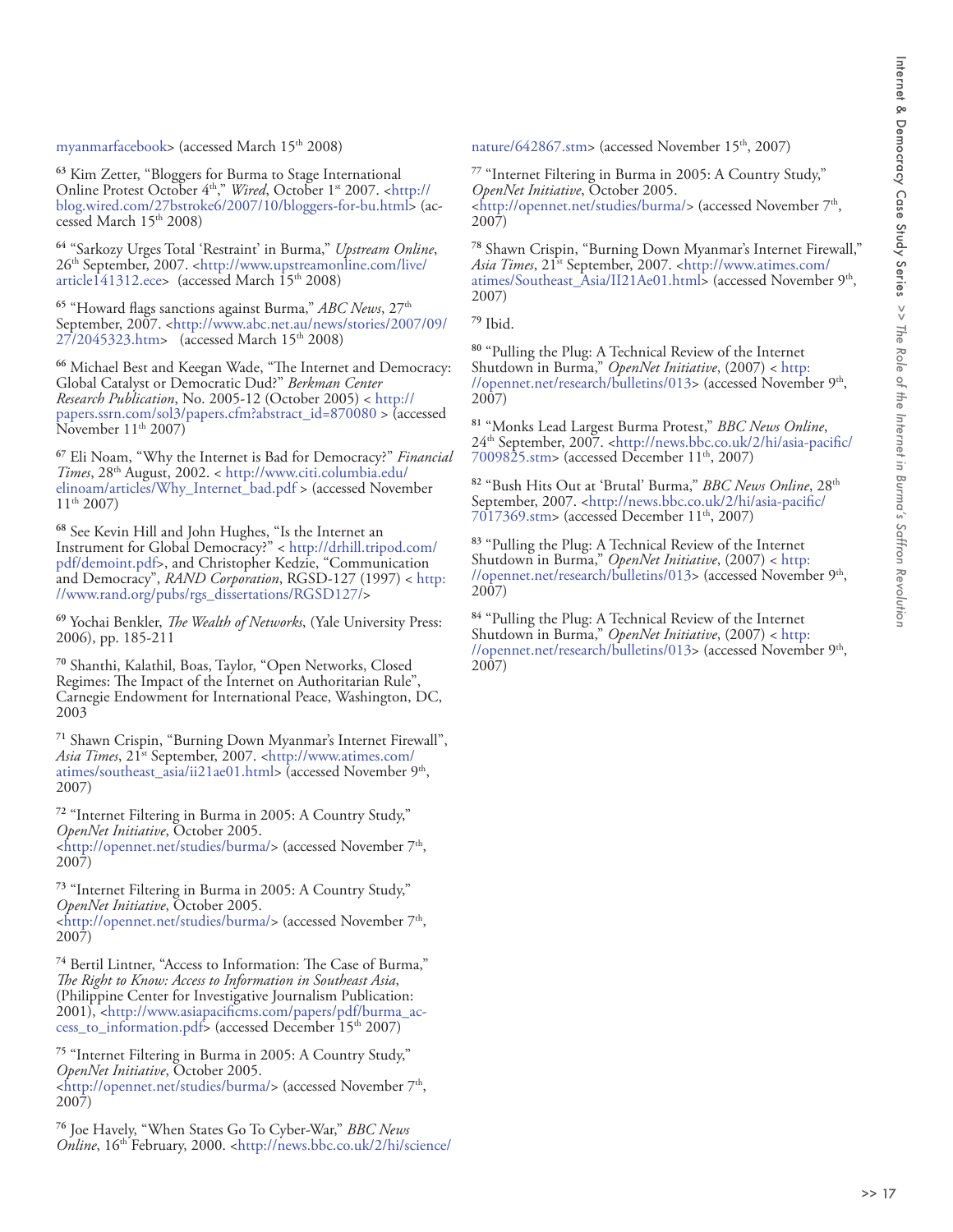myanmarfacebook> (accessed March 15th 2008)

[63] Kim Zetter, "Bloggers for Burma to Stage International Online Protest October 4th," *Wired*, October 1st 2007. <http://blog.wired.com/27bstroke6/2007/10/bloggers-for-bu.html> (accessed March 15th 2008)

[64] "Sarkozy Urges Total 'Restraint' in Burma," *Upstream Online*, 26th September, 2007. <http://www.upstreamonline.com/live/article141312.ece> (accessed March 15th 2008)

[65] "Howard flags sanctions against Burma," *ABC News*, 27th September, 2007. <http://www.abc.net.au/news/stories/2007/09/27/2045323.htm> (accessed March 15th 2008)

[66] Michael Best and Keegan Wade, "The Internet and Democracy: Global Catalyst or Democratic Dud?" *Berkman Center Research Publication*, No. 2005-12 (October 2005) < http://papers.ssrn.com/sol3/papers.cfm?abstract_id=870080 > (accessed November 11th 2007)

[67] Eli Noam, "Why the Internet is Bad for Democracy?" *Financial Times*, 28th August, 2002. < http://www.citi.columbia.edu/elinoam/articles/Why_Internet_bad.pdf > (accessed November 11th 2007)

[68] See Kevin Hill and John Hughes, "Is the Internet an Instrument for Global Democracy?" < http://drhill.tripod.com/pdf/demoint.pdf>, and Christopher Kedzie, "Communication and Democracy", *RAND Corporation*, RGSD-127 (1997) < http://www.rand.org/pubs/rgs_dissertations/RGSD127/>

[69] Yochai Benkler, *The Wealth of Networks*, (Yale University Press: 2006), pp. 185-211

[70] Shanthi, Kalathil, Boas, Taylor, "Open Networks, Closed Regimes: The Impact of the Internet on Authoritarian Rule", Carnegie Endowment for International Peace, Washington, DC, 2003

[71] Shawn Crispin, "Burning Down Myanmar's Internet Firewall", *Asia Times*, 21st September, 2007. <http://www.atimes.com/atimes/southeast_asia/ii21ae01.html> (accessed November 9th, 2007)

[72] "Internet Filtering in Burma in 2005: A Country Study," *OpenNet Initiative*, October 2005. <http://opennet.net/studies/burma/> (accessed November 7th, 2007)

[73] "Internet Filtering in Burma in 2005: A Country Study," *OpenNet Initiative*, October 2005. <http://opennet.net/studies/burma/> (accessed November 7th, 2007)

[74] Bertil Lintner, "Access to Information: The Case of Burma," *The Right to Know: Access to Information in Southeast Asia*, (Philippine Center for Investigative Journalism Publication: 2001), <http://www.asiapacificms.com/papers/pdf/burma_access_to_information.pdf> (accessed December 15th 2007)

[75] "Internet Filtering in Burma in 2005: A Country Study," *OpenNet Initiative*, October 2005. <http://opennet.net/studies/burma/> (accessed November 7th, 2007)

[76] Joe Havely, "When States Go To Cyber-War," *BBC News Online*, 16th February, 2000. <http://news.bbc.co.uk/2/hi/science/nature/642867.stm> (accessed November 15th, 2007)

[77] "Internet Filtering in Burma in 2005: A Country Study," *OpenNet Initiative*, October 2005. <http://opennet.net/studies/burma/> (accessed November 7th, 2007)

[78] Shawn Crispin, "Burning Down Myanmar's Internet Firewall," *Asia Times*, 21st September, 2007. <http://www.atimes.com/atimes/Southeast_Asia/II21Ae01.html> (accessed November 9th, 2007)

[79] Ibid.

[80] "Pulling the Plug: A Technical Review of the Internet Shutdown in Burma," *OpenNet Initiative*, (2007) < http://opennet.net/research/bulletins/013> (accessed November 9th, 2007)

[81] "Monks Lead Largest Burma Protest," *BBC News Online*, 24th September, 2007. <http://news.bbc.co.uk/2/hi/asia-pacific/7009825.stm> (accessed December 11th, 2007)

[82] "Bush Hits Out at 'Brutal' Burma," *BBC News Online*, 28th September, 2007. <http://news.bbc.co.uk/2/hi/asia-pacific/7017369.stm> (accessed December 11th, 2007)

[83] "Pulling the Plug: A Technical Review of the Internet Shutdown in Burma," *OpenNet Initiative*, (2007) < http://opennet.net/research/bulletins/013> (accessed November 9th, 2007)

[84] "Pulling the Plug: A Technical Review of the Internet Shutdown in Burma," *OpenNet Initiative*, (2007) < http://opennet.net/research/bulletins/013> (accessed November 9th, 2007)